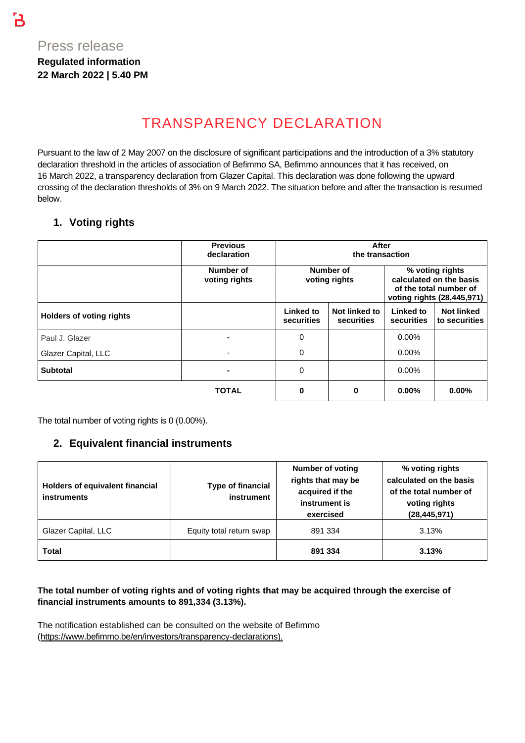Press release

**Regulated information**

**22 March 2022 | 5.40 PM**

# TRANSPARENCY DECLARATION

Pursuant to the law of 2 May 2007 on the disclosure of significant participations and the introduction of a 3% statutory declaration threshold in the articles of association of Befimmo SA, Befimmo announces that it has received, on 16 March 2022, a transparency declaration from Glazer Capital. This declaration was done following the upward crossing of the declaration thresholds of 3% on 9 March 2022. The situation before and after the transaction is resumed below.

## 1. Voting rights

| | Previous declaration | After the transaction | | | |
|---|---|---|---|---|---|
| | Number of voting rights | Number of voting rights | | % voting rights calculated on the basis of the total number of voting rights (28,445,971) | |
| **Holders of voting rights** | | Linked to securities | Not linked to securities | Linked to securities | Not linked to securities |
| Paul J. Glazer | - | 0 | | 0.00% | |
| Glazer Capital, LLC | - | 0 | | 0.00% | |
| **Subtotal** | **-** | 0 | | 0.00% | |
| | **TOTAL** | **0** | **0** | **0.00%** | **0.00%** |

The total number of voting rights is 0 (0.00%).

## 2. Equivalent financial instruments

| Holders of equivalent financial instruments | Type of financial instrument | Number of voting rights that may be acquired if the instrument is exercised | % voting rights calculated on the basis of the total number of voting rights (28,445,971) |
|---|---|---|---|
| Glazer Capital, LLC | Equity total return swap | 891 334 | 3.13% |
| **Total** | | **891 334** | **3.13%** |

**The total number of voting rights and of voting rights that may be acquired through the exercise of financial instruments amounts to 891,334 (3.13%).**

The notification established can be consulted on the website of Befimmo (https://www.befimmo.be/en/investors/transparency-declarations).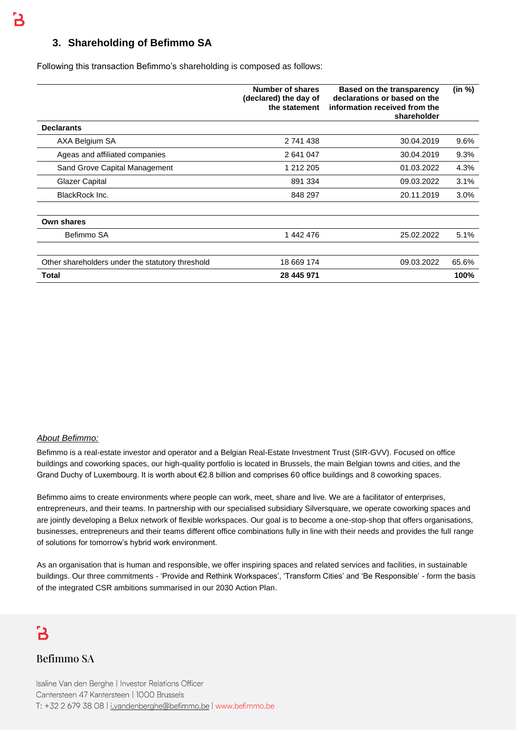## 3. Shareholding of Befimmo SA

Following this transaction Befimmo's shareholding is composed as follows:

| | Number of shares (declared) the day of the statement | Based on the transparency declarations or based on the information received from the shareholder | (in %) |
|---|---|---|---|
| **Declarants** | | | |
| AXA Belgium SA | 2 741 438 | 30.04.2019 | 9.6% |
| Ageas and affiliated companies | 2 641 047 | 30.04.2019 | 9.3% |
| Sand Grove Capital Management | 1 212 205 | 01.03.2022 | 4.3% |
| Glazer Capital | 891 334 | 09.03.2022 | 3.1% |
| BlackRock Inc. | 848 297 | 20.11.2019 | 3.0% |
| **Own shares** | | | |
| Befimmo SA | 1 442 476 | 25.02.2022 | 5.1% |
| Other shareholders under the statutory threshold | 18 669 174 | 09.03.2022 | 65.6% |
| **Total** | **28 445 971** | | **100%** |

*About Befimmo:*

Befimmo is a real-estate investor and operator and a Belgian Real-Estate Investment Trust (SIR-GVV). Focused on office buildings and coworking spaces, our high-quality portfolio is located in Brussels, the main Belgian towns and cities, and the Grand Duchy of Luxembourg. It is worth about €2.8 billion and comprises 60 office buildings and 8 coworking spaces.

Befimmo aims to create environments where people can work, meet, share and live. We are a facilitator of enterprises, entrepreneurs, and their teams. In partnership with our specialised subsidiary Silversquare, we operate coworking spaces and are jointly developing a Belux network of flexible workspaces. Our goal is to become a one-stop-shop that offers organisations, businesses, entrepreneurs and their teams different office combinations fully in line with their needs and provides the full range of solutions for tomorrow's hybrid work environment.

As an organisation that is human and responsible, we offer inspiring spaces and related services and facilities, in sustainable buildings. Our three commitments - 'Provide and Rethink Workspaces', 'Transform Cities' and 'Be Responsible' - form the basis of the integrated CSR ambitions summarised in our 2030 Action Plan.

**Befimmo SA**

Isaline Van den Berghe | Investor Relations Officer
Cantersteen 47 Kantersteen | 1000 Brussels
T: +32 2 679 38 08 | i.vandenberghe@befimmo.be | www.befimmo.be